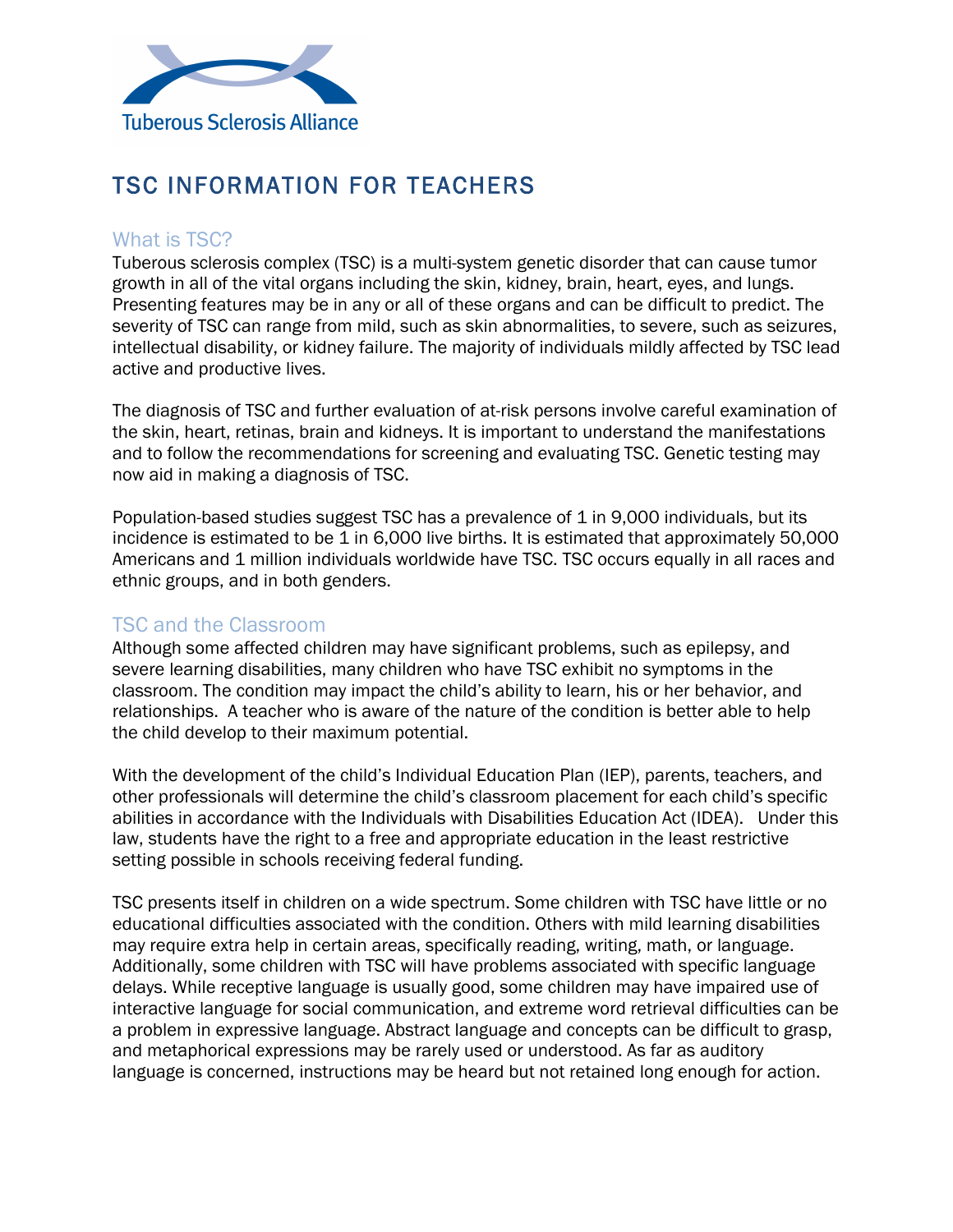Tuberous Sclerosis Alliance

# TSC INFORMATION FOR TEACHERS

## What is TSC?

Tuberous sclerosis complex (TSC) is a multi-system genetic disorder that can cause tumor growth in all of the vital organs including the skin, kidney, brain, heart, eyes, and lungs. Presenting features may be in any or all of these organs and can be difficult to predict. The severity of TSC can range from mild, such as skin abnormalities, to severe, such as seizures, intellectual disability, or kidney failure. The majority of individuals mildly affected by TSC lead active and productive lives.

The diagnosis of TSC and further evaluation of at-risk persons involve careful examination of the skin, heart, retinas, brain and kidneys. It is important to understand the manifestations and to follow the recommendations for screening and evaluating TSC. Genetic testing may now aid in making a diagnosis of TSC.

Population-based studies suggest TSC has a prevalence of 1 in 9,000 individuals, but its incidence is estimated to be 1 in 6,000 live births. It is estimated that approximately 50,000 Americans and 1 million individuals worldwide have TSC. TSC occurs equally in all races and ethnic groups, and in both genders.

## TSC and the Classroom

Although some affected children may have significant problems, such as epilepsy, and severe learning disabilities, many children who have TSC exhibit no symptoms in the classroom. The condition may impact the child's ability to learn, his or her behavior, and relationships. A teacher who is aware of the nature of the condition is better able to help the child develop to their maximum potential.

With the development of the child's Individual Education Plan (IEP), parents, teachers, and other professionals will determine the child's classroom placement for each child's specific abilities in accordance with the Individuals with Disabilities Education Act (IDEA). Under this law, students have the right to a free and appropriate education in the least restrictive setting possible in schools receiving federal funding.

TSC presents itself in children on a wide spectrum. Some children with TSC have little or no educational difficulties associated with the condition. Others with mild learning disabilities may require extra help in certain areas, specifically reading, writing, math, or language. Additionally, some children with TSC will have problems associated with specific language delays. While receptive language is usually good, some children may have impaired use of interactive language for social communication, and extreme word retrieval difficulties can be a problem in expressive language. Abstract language and concepts can be difficult to grasp, and metaphorical expressions may be rarely used or understood. As far as auditory language is concerned, instructions may be heard but not retained long enough for action.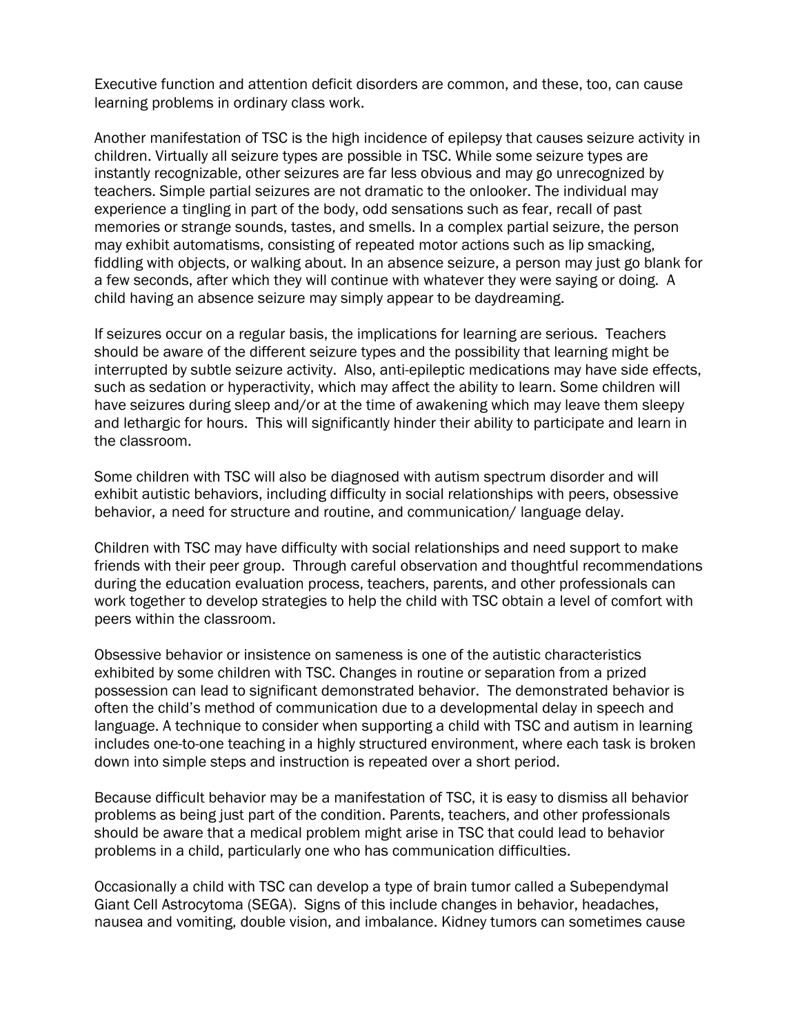Executive function and attention deficit disorders are common, and these, too, can cause learning problems in ordinary class work.

Another manifestation of TSC is the high incidence of epilepsy that causes seizure activity in children. Virtually all seizure types are possible in TSC. While some seizure types are instantly recognizable, other seizures are far less obvious and may go unrecognized by teachers. Simple partial seizures are not dramatic to the onlooker. The individual may experience a tingling in part of the body, odd sensations such as fear, recall of past memories or strange sounds, tastes, and smells. In a complex partial seizure, the person may exhibit automatisms, consisting of repeated motor actions such as lip smacking, fiddling with objects, or walking about. In an absence seizure, a person may just go blank for a few seconds, after which they will continue with whatever they were saying or doing. A child having an absence seizure may simply appear to be daydreaming.

If seizures occur on a regular basis, the implications for learning are serious. Teachers should be aware of the different seizure types and the possibility that learning might be interrupted by subtle seizure activity. Also, anti-epileptic medications may have side effects, such as sedation or hyperactivity, which may affect the ability to learn. Some children will have seizures during sleep and/or at the time of awakening which may leave them sleepy and lethargic for hours. This will significantly hinder their ability to participate and learn in the classroom.

Some children with TSC will also be diagnosed with autism spectrum disorder and will exhibit autistic behaviors, including difficulty in social relationships with peers, obsessive behavior, a need for structure and routine, and communication/ language delay.

Children with TSC may have difficulty with social relationships and need support to make friends with their peer group. Through careful observation and thoughtful recommendations during the education evaluation process, teachers, parents, and other professionals can work together to develop strategies to help the child with TSC obtain a level of comfort with peers within the classroom.

Obsessive behavior or insistence on sameness is one of the autistic characteristics exhibited by some children with TSC. Changes in routine or separation from a prized possession can lead to significant demonstrated behavior. The demonstrated behavior is often the child's method of communication due to a developmental delay in speech and language. A technique to consider when supporting a child with TSC and autism in learning includes one-to-one teaching in a highly structured environment, where each task is broken down into simple steps and instruction is repeated over a short period.

Because difficult behavior may be a manifestation of TSC, it is easy to dismiss all behavior problems as being just part of the condition. Parents, teachers, and other professionals should be aware that a medical problem might arise in TSC that could lead to behavior problems in a child, particularly one who has communication difficulties.

Occasionally a child with TSC can develop a type of brain tumor called a Subependymal Giant Cell Astrocytoma (SEGA). Signs of this include changes in behavior, headaches, nausea and vomiting, double vision, and imbalance. Kidney tumors can sometimes cause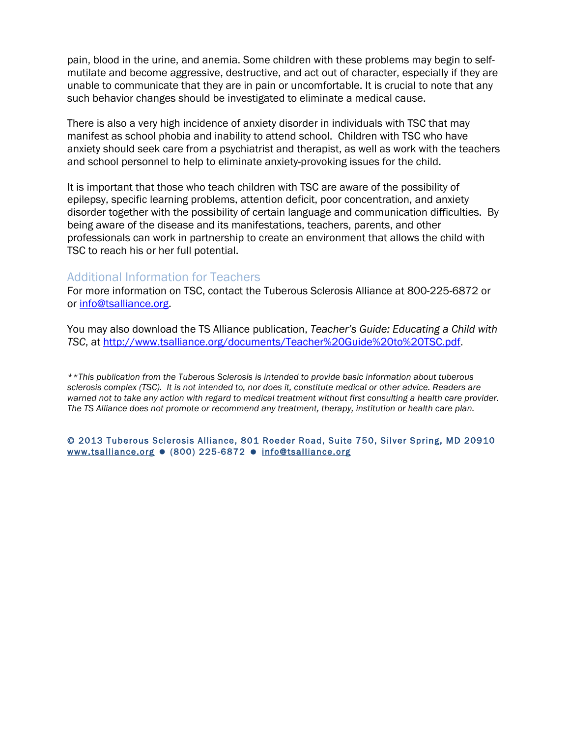pain, blood in the urine, and anemia. Some children with these problems may begin to self-mutilate and become aggressive, destructive, and act out of character, especially if they are unable to communicate that they are in pain or uncomfortable. It is crucial to note that any such behavior changes should be investigated to eliminate a medical cause.

There is also a very high incidence of anxiety disorder in individuals with TSC that may manifest as school phobia and inability to attend school. Children with TSC who have anxiety should seek care from a psychiatrist and therapist, as well as work with the teachers and school personnel to help to eliminate anxiety-provoking issues for the child.

It is important that those who teach children with TSC are aware of the possibility of epilepsy, specific learning problems, attention deficit, poor concentration, and anxiety disorder together with the possibility of certain language and communication difficulties. By being aware of the disease and its manifestations, teachers, parents, and other professionals can work in partnership to create an environment that allows the child with TSC to reach his or her full potential.

## Additional Information for Teachers

For more information on TSC, contact the Tuberous Sclerosis Alliance at 800-225-6872 or or info@tsalliance.org.

You may also download the TS Alliance publication, *Teacher's Guide: Educating a Child with TSC*, at http://www.tsalliance.org/documents/Teacher%20Guide%20to%20TSC.pdf.

*\*\*This publication from the Tuberous Sclerosis is intended to provide basic information about tuberous sclerosis complex (TSC). It is not intended to, nor does it, constitute medical or other advice. Readers are warned not to take any action with regard to medical treatment without first consulting a health care provider. The TS Alliance does not promote or recommend any treatment, therapy, institution or health care plan.*

© 2013 Tuberous Sclerosis Alliance, 801 Roeder Road, Suite 750, Silver Spring, MD 20910
www.tsalliance.org ● (800) 225-6872 ● info@tsalliance.org